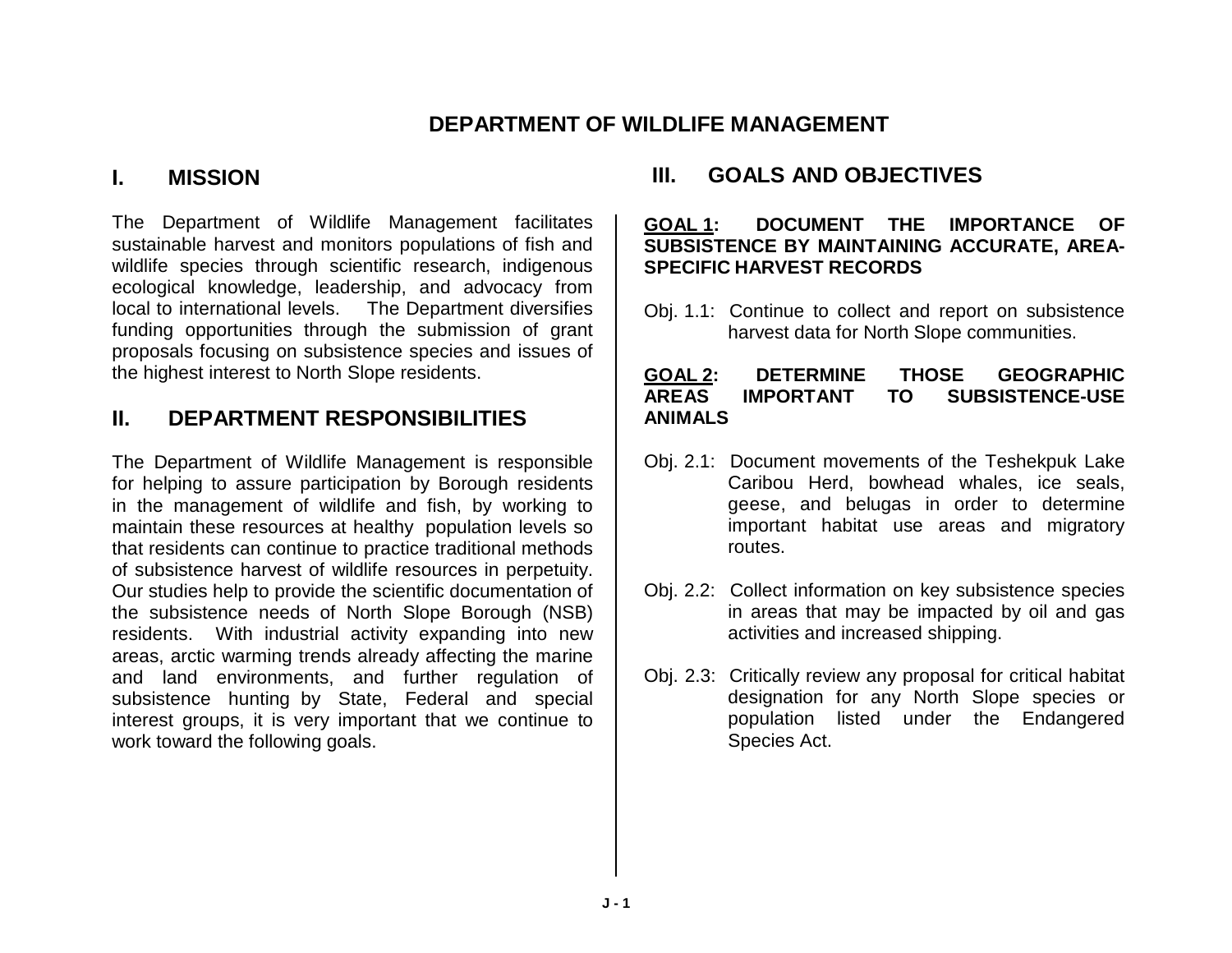# DEPARTMENT OF WILDLIFE MANAGEMENT

## I. MISSION

The Department of Wildlife Management facilitates sustainable harvest and monitors populations of fish and wildlife species through scientific research, indigenous ecological knowledge, leadership, and advocacy from local to international levels. The Department diversifies funding opportunities through the submission of grant proposals focusing on subsistence species and issues of the highest interest to North Slope residents.

## II. DEPARTMENT RESPONSIBILITIES

The Department of Wildlife Management is responsible for helping to assure participation by Borough residents in the management of wildlife and fish, by working to maintain these resources at healthy population levels so that residents can continue to practice traditional methods of subsistence harvest of wildlife resources in perpetuity. Our studies help to provide the scientific documentation of the subsistence needs of North Slope Borough (NSB) residents. With industrial activity expanding into new areas, arctic warming trends already affecting the marine and land environments, and further regulation of subsistence hunting by State, Federal and special interest groups, it is very important that we continue to work toward the following goals.

## III. GOALS AND OBJECTIVES

**GOAL 1: DOCUMENT THE IMPORTANCE OF SUBSISTENCE BY MAINTAINING ACCURATE, AREA-SPECIFIC HARVEST RECORDS**

Obj. 1.1: Continue to collect and report on subsistence harvest data for North Slope communities.

**GOAL 2: DETERMINE THOSE GEOGRAPHIC AREAS IMPORTANT TO SUBSISTENCE-USE ANIMALS**

Obj. 2.1: Document movements of the Teshekpuk Lake Caribou Herd, bowhead whales, ice seals, geese, and belugas in order to determine important habitat use areas and migratory routes.

Obj. 2.2: Collect information on key subsistence species in areas that may be impacted by oil and gas activities and increased shipping.

Obj. 2.3: Critically review any proposal for critical habitat designation for any North Slope species or population listed under the Endangered Species Act.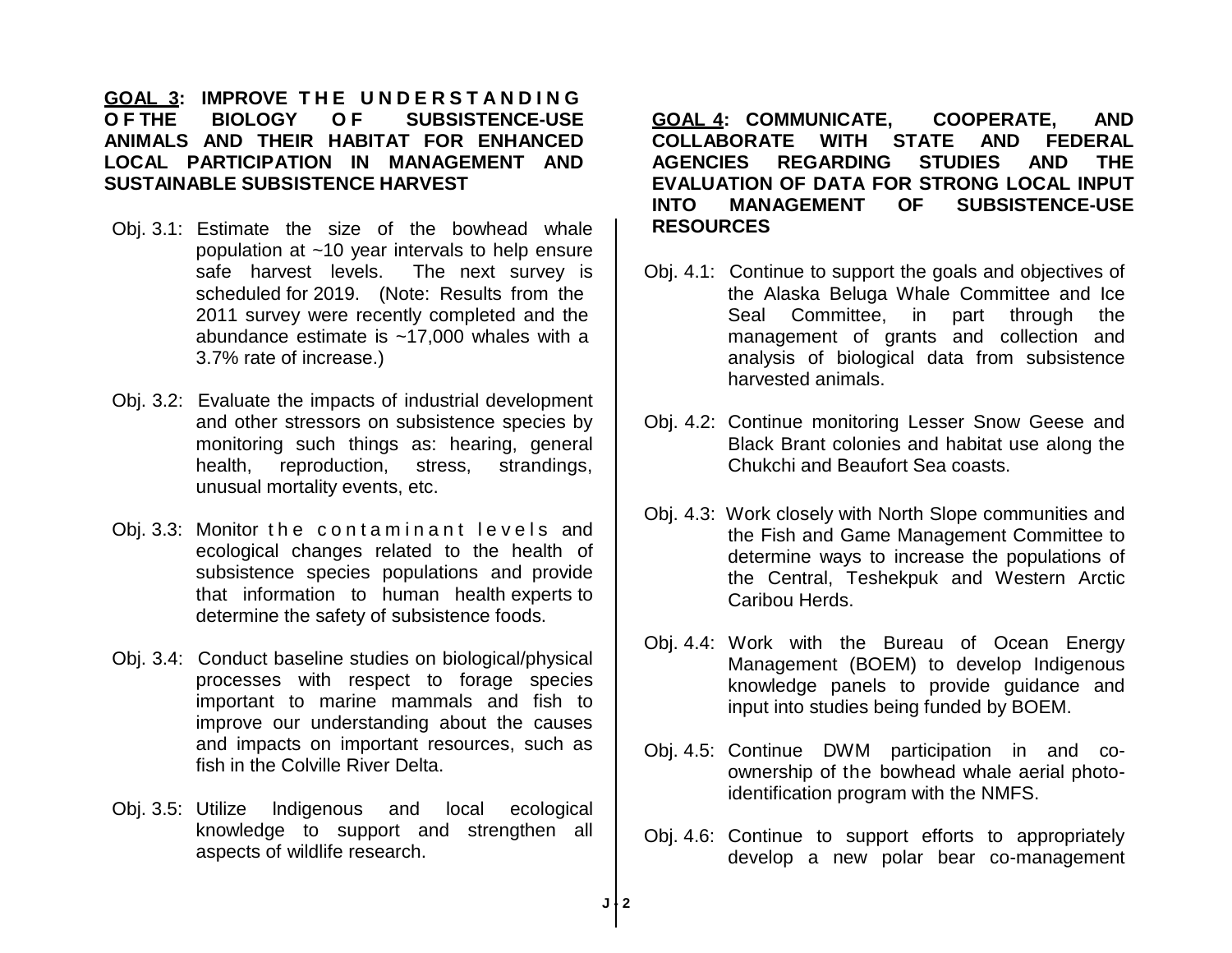**GOAL 3: IMPROVE THE UNDERSTANDING OF THE BIOLOGY OF SUBSISTENCE-USE ANIMALS AND THEIR HABITAT FOR ENHANCED LOCAL PARTICIPATION IN MANAGEMENT AND SUSTAINABLE SUBSISTENCE HARVEST**

- Obj. 3.1: Estimate the size of the bowhead whale population at ~10 year intervals to help ensure safe harvest levels. The next survey is scheduled for 2019. (Note: Results from the 2011 survey were recently completed and the abundance estimate is ~17,000 whales with a 3.7% rate of increase.)

- Obj. 3.2: Evaluate the impacts of industrial development and other stressors on subsistence species by monitoring such things as: hearing, general health, reproduction, stress, strandings, unusual mortality events, etc.

- Obj. 3.3: Monitor the contaminant levels and ecological changes related to the health of subsistence species populations and provide that information to human health experts to determine the safety of subsistence foods.

- Obj. 3.4: Conduct baseline studies on biological/physical processes with respect to forage species important to marine mammals and fish to improve our understanding about the causes and impacts on important resources, such as fish in the Colville River Delta.

- Obj. 3.5: Utilize Indigenous and local ecological knowledge to support and strengthen all aspects of wildlife research.

**GOAL 4: COMMUNICATE, COOPERATE, AND COLLABORATE WITH STATE AND FEDERAL AGENCIES REGARDING STUDIES AND THE EVALUATION OF DATA FOR STRONG LOCAL INPUT INTO MANAGEMENT OF SUBSISTENCE-USE RESOURCES**

- Obj. 4.1: Continue to support the goals and objectives of the Alaska Beluga Whale Committee and Ice Seal Committee, in part through the management of grants and collection and analysis of biological data from subsistence harvested animals.

- Obj. 4.2: Continue monitoring Lesser Snow Geese and Black Brant colonies and habitat use along the Chukchi and Beaufort Sea coasts.

- Obj. 4.3: Work closely with North Slope communities and the Fish and Game Management Committee to determine ways to increase the populations of the Central, Teshekpuk and Western Arctic Caribou Herds.

- Obj. 4.4: Work with the Bureau of Ocean Energy Management (BOEM) to develop Indigenous knowledge panels to provide guidance and input into studies being funded by BOEM.

- Obj. 4.5: Continue DWM participation in and co-ownership of the bowhead whale aerial photo-identification program with the NMFS.

- Obj. 4.6: Continue to support efforts to appropriately develop a new polar bear co-management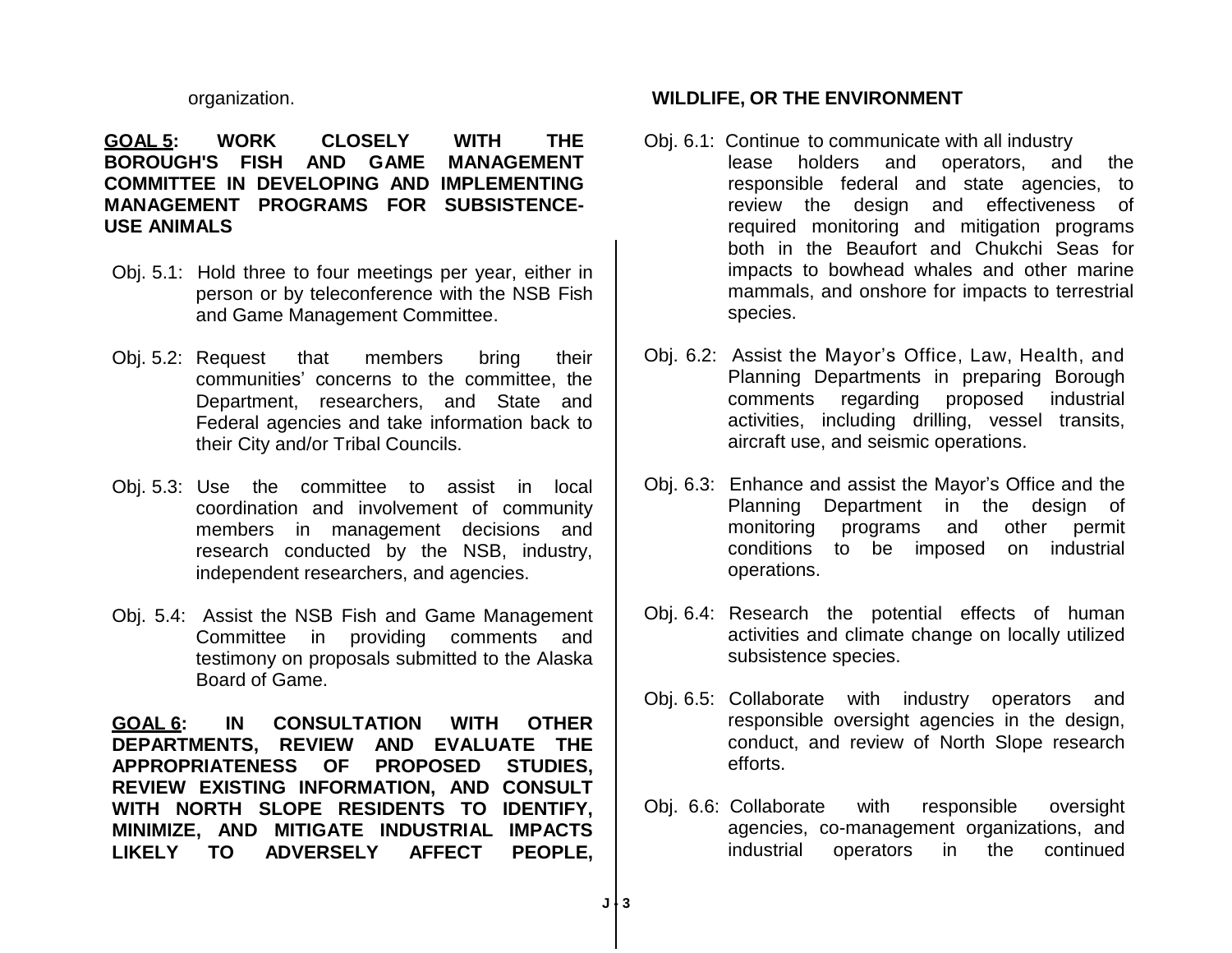organization.

**<u>GOAL 5</u>: WORK CLOSELY WITH THE BOROUGH'S FISH AND GAME MANAGEMENT COMMITTEE IN DEVELOPING AND IMPLEMENTING MANAGEMENT PROGRAMS FOR SUBSISTENCE-USE ANIMALS**

Obj. 5.1: Hold three to four meetings per year, either in person or by teleconference with the NSB Fish and Game Management Committee.

Obj. 5.2: Request that members bring their communities' concerns to the committee, the Department, researchers, and State and Federal agencies and take information back to their City and/or Tribal Councils.

Obj. 5.3: Use the committee to assist in local coordination and involvement of community members in management decisions and research conducted by the NSB, industry, independent researchers, and agencies.

Obj. 5.4: Assist the NSB Fish and Game Management Committee in providing comments and testimony on proposals submitted to the Alaska Board of Game.

**<u>GOAL 6</u>: IN CONSULTATION WITH OTHER DEPARTMENTS, REVIEW AND EVALUATE THE APPROPRIATENESS OF PROPOSED STUDIES, REVIEW EXISTING INFORMATION, AND CONSULT WITH NORTH SLOPE RESIDENTS TO IDENTIFY, MINIMIZE, AND MITIGATE INDUSTRIAL IMPACTS LIKELY TO ADVERSELY AFFECT PEOPLE, WILDLIFE, OR THE ENVIRONMENT**

Obj. 6.1: Continue to communicate with all industry lease holders and operators, and the responsible federal and state agencies, to review the design and effectiveness of required monitoring and mitigation programs both in the Beaufort and Chukchi Seas for impacts to bowhead whales and other marine mammals, and onshore for impacts to terrestrial species.

Obj. 6.2: Assist the Mayor's Office, Law, Health, and Planning Departments in preparing Borough comments regarding proposed industrial activities, including drilling, vessel transits, aircraft use, and seismic operations.

Obj. 6.3: Enhance and assist the Mayor's Office and the Planning Department in the design of monitoring programs and other permit conditions to be imposed on industrial operations.

Obj. 6.4: Research the potential effects of human activities and climate change on locally utilized subsistence species.

Obj. 6.5: Collaborate with industry operators and responsible oversight agencies in the design, conduct, and review of North Slope research efforts.

Obj. 6.6: Collaborate with responsible oversight agencies, co-management organizations, and industrial operators in the continued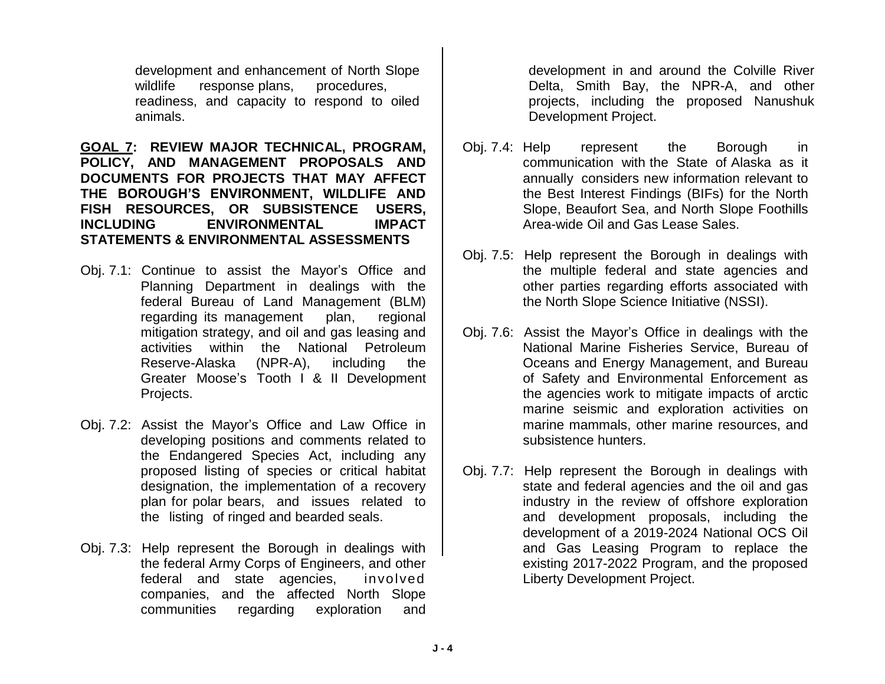development and enhancement of North Slope wildlife response plans, procedures, readiness, and capacity to respond to oiled animals.

**GOAL 7: REVIEW MAJOR TECHNICAL, PROGRAM, POLICY, AND MANAGEMENT PROPOSALS AND DOCUMENTS FOR PROJECTS THAT MAY AFFECT THE BOROUGH'S ENVIRONMENT, WILDLIFE AND FISH RESOURCES, OR SUBSISTENCE USERS, INCLUDING ENVIRONMENTAL IMPACT STATEMENTS & ENVIRONMENTAL ASSESSMENTS**

Obj. 7.1: Continue to assist the Mayor's Office and Planning Department in dealings with the federal Bureau of Land Management (BLM) regarding its management plan, regional mitigation strategy, and oil and gas leasing and activities within the National Petroleum Reserve-Alaska (NPR-A), including the Greater Moose's Tooth I & II Development Projects.

Obj. 7.2: Assist the Mayor's Office and Law Office in developing positions and comments related to the Endangered Species Act, including any proposed listing of species or critical habitat designation, the implementation of a recovery plan for polar bears, and issues related to the listing of ringed and bearded seals.

Obj. 7.3: Help represent the Borough in dealings with the federal Army Corps of Engineers, and other federal and state agencies, involved companies, and the affected North Slope communities regarding exploration and development in and around the Colville River Delta, Smith Bay, the NPR-A, and other projects, including the proposed Nanushuk Development Project.

Obj. 7.4: Help represent the Borough in communication with the State of Alaska as it annually considers new information relevant to the Best Interest Findings (BIFs) for the North Slope, Beaufort Sea, and North Slope Foothills Area-wide Oil and Gas Lease Sales.

Obj. 7.5: Help represent the Borough in dealings with the multiple federal and state agencies and other parties regarding efforts associated with the North Slope Science Initiative (NSSI).

Obj. 7.6: Assist the Mayor's Office in dealings with the National Marine Fisheries Service, Bureau of Oceans and Energy Management, and Bureau of Safety and Environmental Enforcement as the agencies work to mitigate impacts of arctic marine seismic and exploration activities on marine mammals, other marine resources, and subsistence hunters.

Obj. 7.7: Help represent the Borough in dealings with state and federal agencies and the oil and gas industry in the review of offshore exploration and development proposals, including the development of a 2019-2024 National OCS Oil and Gas Leasing Program to replace the existing 2017-2022 Program, and the proposed Liberty Development Project.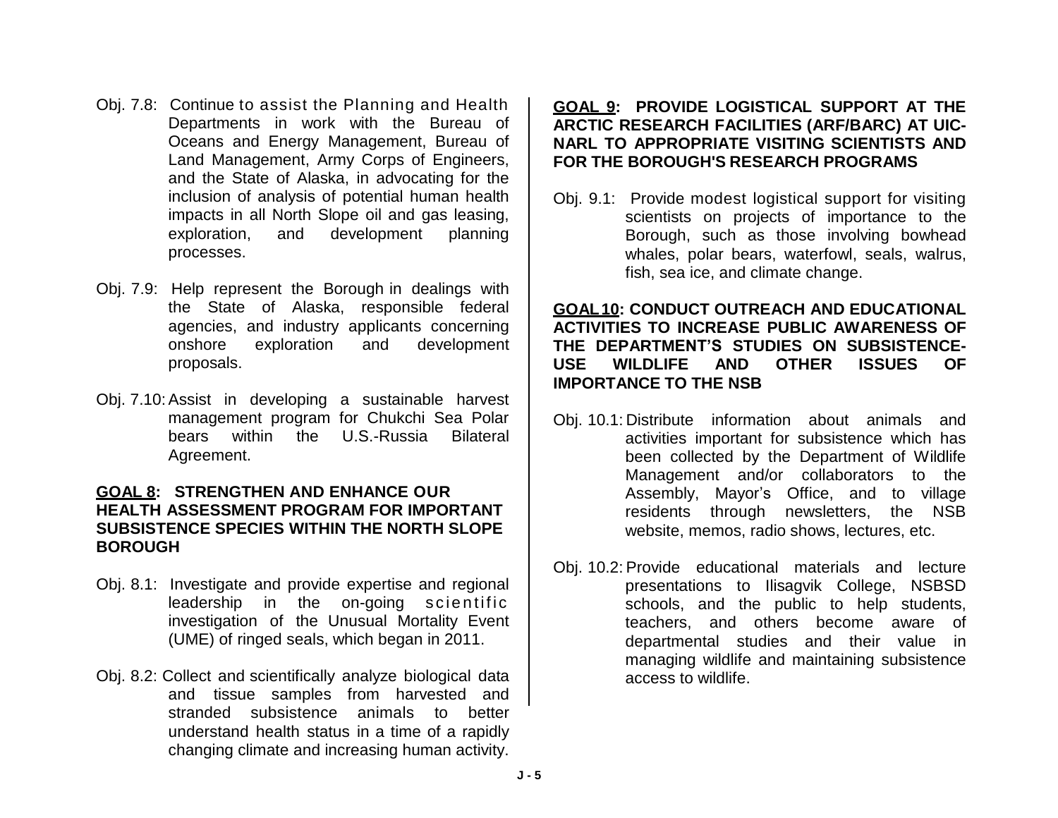Obj. 7.8: Continue to assist the Planning and Health Departments in work with the Bureau of Oceans and Energy Management, Bureau of Land Management, Army Corps of Engineers, and the State of Alaska, in advocating for the inclusion of analysis of potential human health impacts in all North Slope oil and gas leasing, exploration, and development planning processes.

Obj. 7.9: Help represent the Borough in dealings with the State of Alaska, responsible federal agencies, and industry applicants concerning onshore exploration and development proposals.

Obj. 7.10: Assist in developing a sustainable harvest management program for Chukchi Sea Polar bears within the U.S.-Russia Bilateral Agreement.

**GOAL 8: STRENGTHEN AND ENHANCE OUR HEALTH ASSESSMENT PROGRAM FOR IMPORTANT SUBSISTENCE SPECIES WITHIN THE NORTH SLOPE BOROUGH**

Obj. 8.1: Investigate and provide expertise and regional leadership in the on-going scientific investigation of the Unusual Mortality Event (UME) of ringed seals, which began in 2011.

Obj. 8.2: Collect and scientifically analyze biological data and tissue samples from harvested and stranded subsistence animals to better understand health status in a time of a rapidly changing climate and increasing human activity.

**GOAL 9: PROVIDE LOGISTICAL SUPPORT AT THE ARCTIC RESEARCH FACILITIES (ARF/BARC) AT UIC-NARL TO APPROPRIATE VISITING SCIENTISTS AND FOR THE BOROUGH'S RESEARCH PROGRAMS**

Obj. 9.1: Provide modest logistical support for visiting scientists on projects of importance to the Borough, such as those involving bowhead whales, polar bears, waterfowl, seals, walrus, fish, sea ice, and climate change.

**GOAL 10: CONDUCT OUTREACH AND EDUCATIONAL ACTIVITIES TO INCREASE PUBLIC AWARENESS OF THE DEPARTMENT'S STUDIES ON SUBSISTENCE-USE WILDLIFE AND OTHER ISSUES OF IMPORTANCE TO THE NSB**

Obj. 10.1: Distribute information about animals and activities important for subsistence which has been collected by the Department of Wildlife Management and/or collaborators to the Assembly, Mayor's Office, and to village residents through newsletters, the NSB website, memos, radio shows, lectures, etc.

Obj. 10.2: Provide educational materials and lecture presentations to Ilisagvik College, NSBSD schools, and the public to help students, teachers, and others become aware of departmental studies and their value in managing wildlife and maintaining subsistence access to wildlife.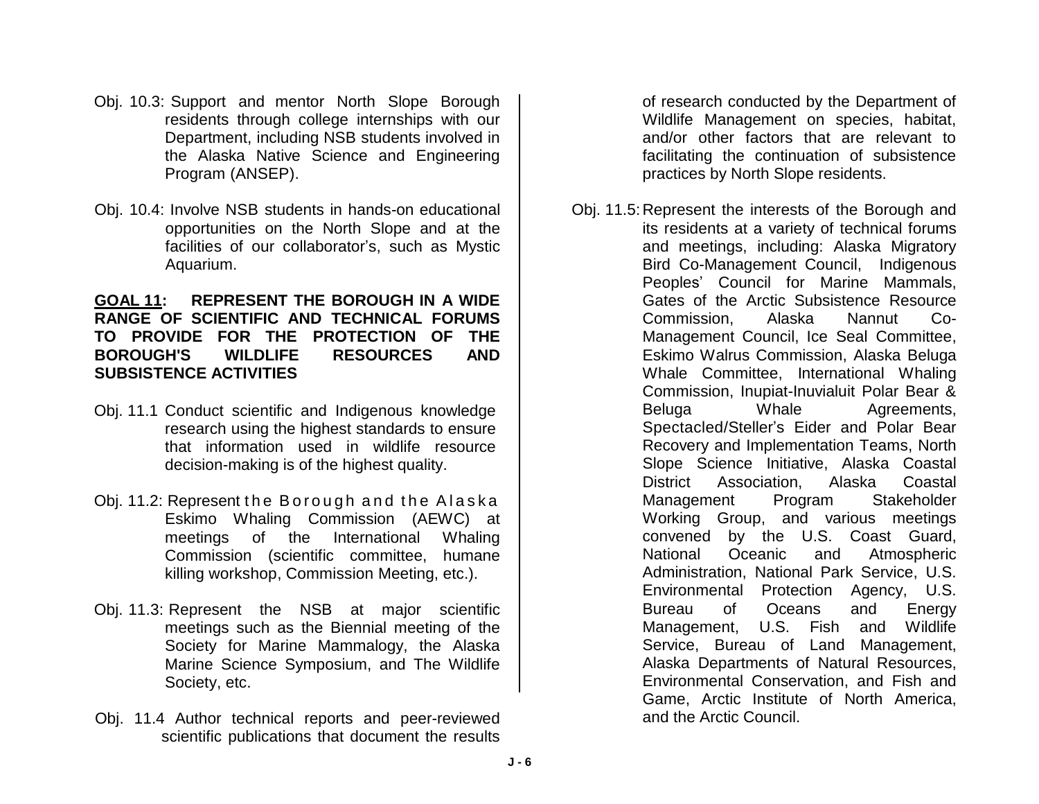Obj. 10.3: Support and mentor North Slope Borough residents through college internships with our Department, including NSB students involved in the Alaska Native Science and Engineering Program (ANSEP).

Obj. 10.4: Involve NSB students in hands-on educational opportunities on the North Slope and at the facilities of our collaborator's, such as Mystic Aquarium.

**<u>GOAL 11</u>: REPRESENT THE BOROUGH IN A WIDE RANGE OF SCIENTIFIC AND TECHNICAL FORUMS TO PROVIDE FOR THE PROTECTION OF THE BOROUGH'S WILDLIFE RESOURCES AND SUBSISTENCE ACTIVITIES**

Obj. 11.1 Conduct scientific and Indigenous knowledge research using the highest standards to ensure that information used in wildlife resource decision-making is of the highest quality.

Obj. 11.2: Represent the Borough and the Alaska Eskimo Whaling Commission (AEWC) at meetings of the International Whaling Commission (scientific committee, humane killing workshop, Commission Meeting, etc.).

Obj. 11.3: Represent the NSB at major scientific meetings such as the Biennial meeting of the Society for Marine Mammalogy, the Alaska Marine Science Symposium, and The Wildlife Society, etc.

Obj. 11.4 Author technical reports and peer-reviewed scientific publications that document the results of research conducted by the Department of Wildlife Management on species, habitat, and/or other factors that are relevant to facilitating the continuation of subsistence practices by North Slope residents.

Obj. 11.5: Represent the interests of the Borough and its residents at a variety of technical forums and meetings, including: Alaska Migratory Bird Co-Management Council, Indigenous Peoples' Council for Marine Mammals, Gates of the Arctic Subsistence Resource Commission, Alaska Nannut Co-Management Council, Ice Seal Committee, Eskimo Walrus Commission, Alaska Beluga Whale Committee, International Whaling Commission, Inupiat-Inuvialuit Polar Bear & Beluga Whale Agreements, Spectacled/Steller's Eider and Polar Bear Recovery and Implementation Teams, North Slope Science Initiative, Alaska Coastal District Association, Alaska Coastal Management Program Stakeholder Working Group, and various meetings convened by the U.S. Coast Guard, National Oceanic and Atmospheric Administration, National Park Service, U.S. Environmental Protection Agency, U.S. Bureau of Oceans and Energy Management, U.S. Fish and Wildlife Service, Bureau of Land Management, Alaska Departments of Natural Resources, Environmental Conservation, and Fish and Game, Arctic Institute of North America, and the Arctic Council.